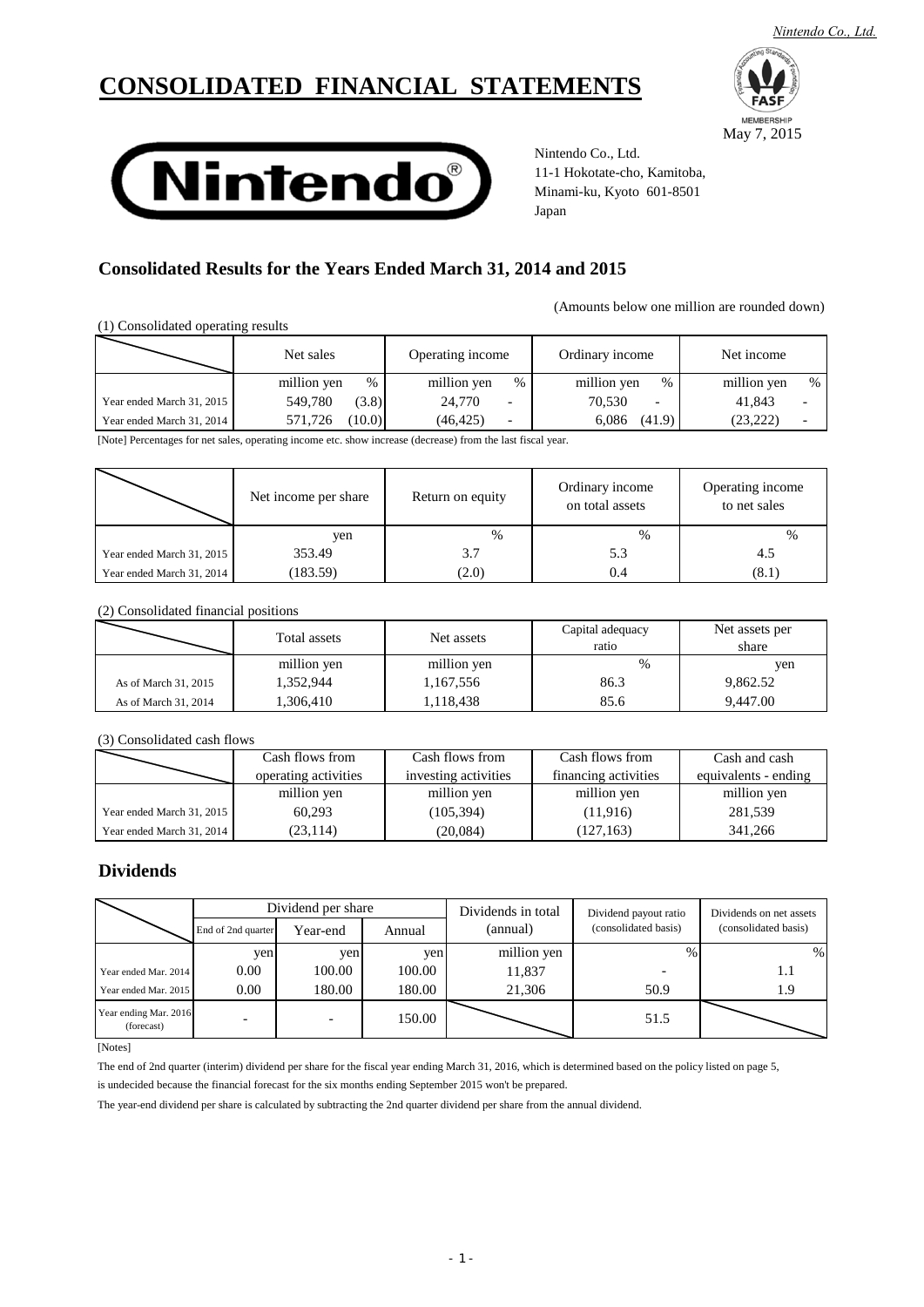# CONSOLIDATED FINANCIAL STATEMENTS

May 7, 2015

Nintendo Co., Ltd.
11-1 Hokotate-cho, Kamitoba,
Minami-ku, Kyoto 601-8501
Japan

## Consolidated Results for the Years Ended March 31, 2014 and 2015

(Amounts below one million are rounded down)

(1) Consolidated operating results

| | Net sales | | Operating income | | Ordinary income | | Net income | |
|---|---|---|---|---|---|---|---|---|
| | million yen | % | million yen | % | million yen | % | million yen | % |
| Year ended March 31, 2015 | 549,780 | (3.8) | 24,770 | - | 70,530 | - | 41,843 | - |
| Year ended March 31, 2014 | 571,726 | (10.0) | (46,425) | - | 6,086 | (41.9) | (23,222) | - |

[Note] Percentages for net sales, operating income etc. show increase (decrease) from the last fiscal year.

| | Net income per share | Return on equity | Ordinary income on total assets | Operating income to net sales |
|---|---|---|---|---|
| | yen | % | % | % |
| Year ended March 31, 2015 | 353.49 | 3.7 | 5.3 | 4.5 |
| Year ended March 31, 2014 | (183.59) | (2.0) | 0.4 | (8.1) |

(2) Consolidated financial positions

| | Total assets | Net assets | Capital adequacy ratio | Net assets per share |
|---|---|---|---|---|
| | million yen | million yen | % | yen |
| As of March 31, 2015 | 1,352,944 | 1,167,556 | 86.3 | 9,862.52 |
| As of March 31, 2014 | 1,306,410 | 1,118,438 | 85.6 | 9,447.00 |

(3) Consolidated cash flows

| | Cash flows from operating activities | Cash flows from investing activities | Cash flows from financing activities | Cash and cash equivalents - ending |
|---|---|---|---|---|
| | million yen | million yen | million yen | million yen |
| Year ended March 31, 2015 | 60,293 | (105,394) | (11,916) | 281,539 |
| Year ended March 31, 2014 | (23,114) | (20,084) | (127,163) | 341,266 |

## Dividends

| | Dividend per share | | | Dividends in total (annual) | Dividend payout ratio (consolidated basis) | Dividends on net assets (consolidated basis) |
|---|---|---|---|---|---|---|
| | End of 2nd quarter | Year-end | Annual | | | |
| | yen | yen | yen | million yen | % | % |
| Year ended Mar. 2014 | 0.00 | 100.00 | 100.00 | 11,837 | - | 1.1 |
| Year ended Mar. 2015 | 0.00 | 180.00 | 180.00 | 21,306 | 50.9 | 1.9 |
| Year ending Mar. 2016 (forecast) | - | - | 150.00 | | 51.5 | |

[Notes]

The end of 2nd quarter (interim) dividend per share for the fiscal year ending March 31, 2016, which is determined based on the policy listed on page 5, is undecided because the financial forecast for the six months ending September 2015 won't be prepared.

The year-end dividend per share is calculated by subtracting the 2nd quarter dividend per share from the annual dividend.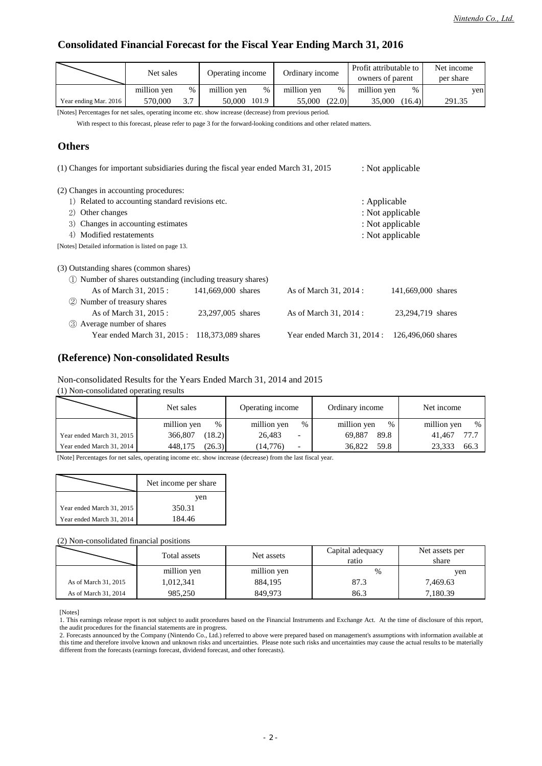## Consolidated Financial Forecast for the Fiscal Year Ending March 31, 2016

| | Net sales | | Operating income | | Ordinary income | | Profit attributable to owners of parent | | Net income per share |
|---|---|---|---|---|---|---|---|---|---|
| | million yen | % | million yen | % | million yen | % | million yen | % | yen |
| Year ending Mar. 2016 | 570,000 | 3.7 | 50,000 | 101.9 | 55,000 | (22.0) | 35,000 | (16.4) | 291.35 |

[Notes] Percentages for net sales, operating income etc. show increase (decrease) from previous period.

With respect to this forecast, please refer to page 3 for the forward-looking conditions and other related matters.

## Others

(1) Changes for important subsidiaries during the fiscal year ended March 31, 2015 : Not applicable

(2) Changes in accounting procedures:

1) Related to accounting standard revisions etc. : Applicable
2) Other changes : Not applicable
3) Changes in accounting estimates : Not applicable
4) Modified restatements : Not applicable

[Notes] Detailed information is listed on page 13.

(3) Outstanding shares (common shares)

① Number of shares outstanding (including treasury shares)
As of March 31, 2015 : 141,669,000 shares   As of March 31, 2014 : 141,669,000 shares

② Number of treasury shares
As of March 31, 2015 : 23,297,005 shares   As of March 31, 2014 : 23,294,719 shares

③ Average number of shares
Year ended March 31, 2015 : 118,373,089 shares   Year ended March 31, 2014 : 126,496,060 shares

## (Reference) Non-consolidated Results

Non-consolidated Results for the Years Ended March 31, 2014 and 2015

(1) Non-consolidated operating results

| | Net sales | | Operating income | | Ordinary income | | Net income | |
|---|---|---|---|---|---|---|---|---|
| | million yen | % | million yen | % | million yen | % | million yen | % |
| Year ended March 31, 2015 | 366,807 | (18.2) | 26,483 | - | 69,887 | 89.8 | 41,467 | 77.7 |
| Year ended March 31, 2014 | 448,175 | (26.3) | (14,776) | - | 36,822 | 59.8 | 23,333 | 66.3 |

[Note] Percentages for net sales, operating income etc. show increase (decrease) from the last fiscal year.

| | Net income per share |
|---|---|
| | yen |
| Year ended March 31, 2015 | 350.31 |
| Year ended March 31, 2014 | 184.46 |

(2) Non-consolidated financial positions

| | Total assets | Net assets | Capital adequacy ratio | Net assets per share |
|---|---|---|---|---|
| | million yen | million yen | % | yen |
| As of March 31, 2015 | 1,012,341 | 884,195 | 87.3 | 7,469.63 |
| As of March 31, 2014 | 985,250 | 849,973 | 86.3 | 7,180.39 |

[Notes]

1. This earnings release report is not subject to audit procedures based on the Financial Instruments and Exchange Act. At the time of disclosure of this report, the audit procedures for the financial statements are in progress.
2. Forecasts announced by the Company (Nintendo Co., Ltd.) referred to above were prepared based on management's assumptions with information available at this time and therefore involve known and unknown risks and uncertainties. Please note such risks and uncertainties may cause the actual results to be materially different from the forecasts (earnings forecast, dividend forecast, and other forecasts).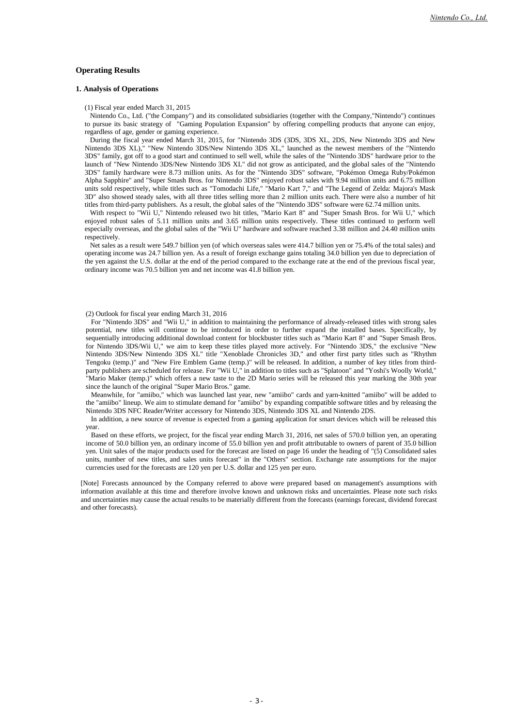## Operating Results

### 1. Analysis of Operations

(1) Fiscal year ended March 31, 2015

Nintendo Co., Ltd. ("the Company") and its consolidated subsidiaries (together with the Company,"Nintendo") continues to pursue its basic strategy of "Gaming Population Expansion" by offering compelling products that anyone can enjoy, regardless of age, gender or gaming experience.

During the fiscal year ended March 31, 2015, for "Nintendo 3DS (3DS, 3DS XL, 2DS, New Nintendo 3DS and New Nintendo 3DS XL)," "New Nintendo 3DS/New Nintendo 3DS XL," launched as the newest members of the "Nintendo 3DS" family, got off to a good start and continued to sell well, while the sales of the "Nintendo 3DS" hardware prior to the launch of "New Nintendo 3DS/New Nintendo 3DS XL" did not grow as anticipated, and the global sales of the "Nintendo 3DS" family hardware were 8.73 million units. As for the "Nintendo 3DS" software, "Pokémon Omega Ruby/Pokémon Alpha Sapphire" and "Super Smash Bros. for Nintendo 3DS" enjoyed robust sales with 9.94 million units and 6.75 million units sold respectively, while titles such as "Tomodachi Life," "Mario Kart 7," and "The Legend of Zelda: Majora's Mask 3D" also showed steady sales, with all three titles selling more than 2 million units each. There were also a number of hit titles from third-party publishers. As a result, the global sales of the "Nintendo 3DS" software were 62.74 million units.

With respect to "Wii U," Nintendo released two hit titles, "Mario Kart 8" and "Super Smash Bros. for Wii U," which enjoyed robust sales of 5.11 million units and 3.65 million units respectively. These titles continued to perform well especially overseas, and the global sales of the "Wii U" hardware and software reached 3.38 million and 24.40 million units respectively.

Net sales as a result were 549.7 billion yen (of which overseas sales were 414.7 billion yen or 75.4% of the total sales) and operating income was 24.7 billion yen. As a result of foreign exchange gains totaling 34.0 billion yen due to depreciation of the yen against the U.S. dollar at the end of the period compared to the exchange rate at the end of the previous fiscal year, ordinary income was 70.5 billion yen and net income was 41.8 billion yen.

(2) Outlook for fiscal year ending March 31, 2016

For "Nintendo 3DS" and "Wii U," in addition to maintaining the performance of already-released titles with strong sales potential, new titles will continue to be introduced in order to further expand the installed bases. Specifically, by sequentially introducing additional download content for blockbuster titles such as "Mario Kart 8" and "Super Smash Bros. for Nintendo 3DS/Wii U," we aim to keep these titles played more actively. For "Nintendo 3DS," the exclusive "New Nintendo 3DS/New Nintendo 3DS XL" title "Xenoblade Chronicles 3D," and other first party titles such as "Rhythm Tengoku (temp.)" and "New Fire Emblem Game (temp.)" will be released. In addition, a number of key titles from third-party publishers are scheduled for release. For "Wii U," in addition to titles such as "Splatoon" and "Yoshi's Woolly World," "Mario Maker (temp.)" which offers a new taste to the 2D Mario series will be released this year marking the 30th year since the launch of the original "Super Mario Bros." game.

Meanwhile, for "amiibo," which was launched last year, new "amiibo" cards and yarn-knitted "amiibo" will be added to the "amiibo" lineup. We aim to stimulate demand for "amiibo" by expanding compatible software titles and by releasing the Nintendo 3DS NFC Reader/Writer accessory for Nintendo 3DS, Nintendo 3DS XL and Nintendo 2DS.

In addition, a new source of revenue is expected from a gaming application for smart devices which will be released this year.

Based on these efforts, we project, for the fiscal year ending March 31, 2016, net sales of 570.0 billion yen, an operating income of 50.0 billion yen, an ordinary income of 55.0 billion yen and profit attributable to owners of parent of 35.0 billion yen. Unit sales of the major products used for the forecast are listed on page 16 under the heading of "(5) Consolidated sales units, number of new titles, and sales units forecast" in the "Others" section. Exchange rate assumptions for the major currencies used for the forecasts are 120 yen per U.S. dollar and 125 yen per euro.

[Note] Forecasts announced by the Company referred to above were prepared based on management's assumptions with information available at this time and therefore involve known and unknown risks and uncertainties. Please note such risks and uncertainties may cause the actual results to be materially different from the forecasts (earnings forecast, dividend forecast and other forecasts).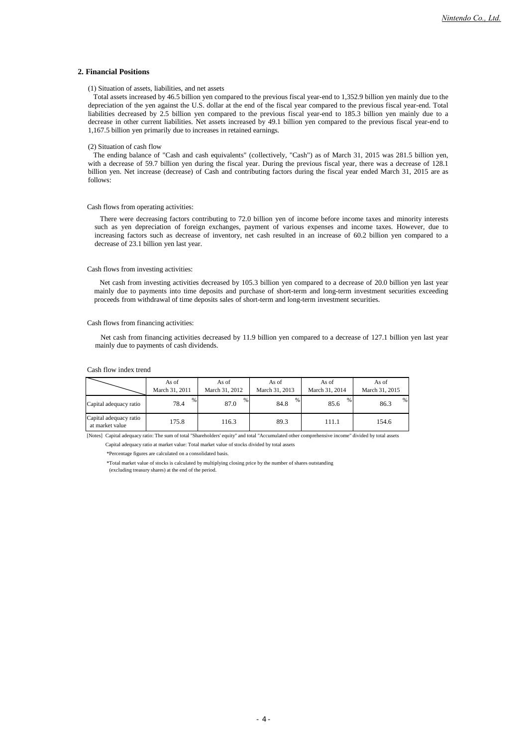## 2. Financial Positions

(1) Situation of assets, liabilities, and net assets

Total assets increased by 46.5 billion yen compared to the previous fiscal year-end to 1,352.9 billion yen mainly due to the depreciation of the yen against the U.S. dollar at the end of the fiscal year compared to the previous fiscal year-end. Total liabilities decreased by 2.5 billion yen compared to the previous fiscal year-end to 185.3 billion yen mainly due to a decrease in other current liabilities. Net assets increased by 49.1 billion yen compared to the previous fiscal year-end to 1,167.5 billion yen primarily due to increases in retained earnings.

(2) Situation of cash flow

The ending balance of "Cash and cash equivalents" (collectively, "Cash") as of March 31, 2015 was 281.5 billion yen, with a decrease of 59.7 billion yen during the fiscal year. During the previous fiscal year, there was a decrease of 128.1 billion yen. Net increase (decrease) of Cash and contributing factors during the fiscal year ended March 31, 2015 are as follows:

Cash flows from operating activities:

There were decreasing factors contributing to 72.0 billion yen of income before income taxes and minority interests such as yen depreciation of foreign exchanges, payment of various expenses and income taxes. However, due to increasing factors such as decrease of inventory, net cash resulted in an increase of 60.2 billion yen compared to a decrease of 23.1 billion yen last year.

Cash flows from investing activities:

Net cash from investing activities decreased by 105.3 billion yen compared to a decrease of 20.0 billion yen last year mainly due to payments into time deposits and purchase of short-term and long-term investment securities exceeding proceeds from withdrawal of time deposits sales of short-term and long-term investment securities.

Cash flows from financing activities:

Net cash from financing activities decreased by 11.9 billion yen compared to a decrease of 127.1 billion yen last year mainly due to payments of cash dividends.

Cash flow index trend

| | As of March 31, 2011 | As of March 31, 2012 | As of March 31, 2013 | As of March 31, 2014 | As of March 31, 2015 |
|---|---|---|---|---|---|
| Capital adequacy ratio | 78.4 % | 87.0 % | 84.8 % | 85.6 % | 86.3 % |
| Capital adequacy ratio at market value | 175.8 | 116.3 | 89.3 | 111.1 | 154.6 |

[Notes] Capital adequacy ratio: The sum of total "Shareholders' equity" and total "Accumulated other comprehensive income" divided by total assets

Capital adequacy ratio at market value: Total market value of stocks divided by total assets

*Percentage figures are calculated on a consolidated basis.

*Total market value of stocks is calculated by multiplying closing price by the number of shares outstanding (excluding treasury shares) at the end of the period.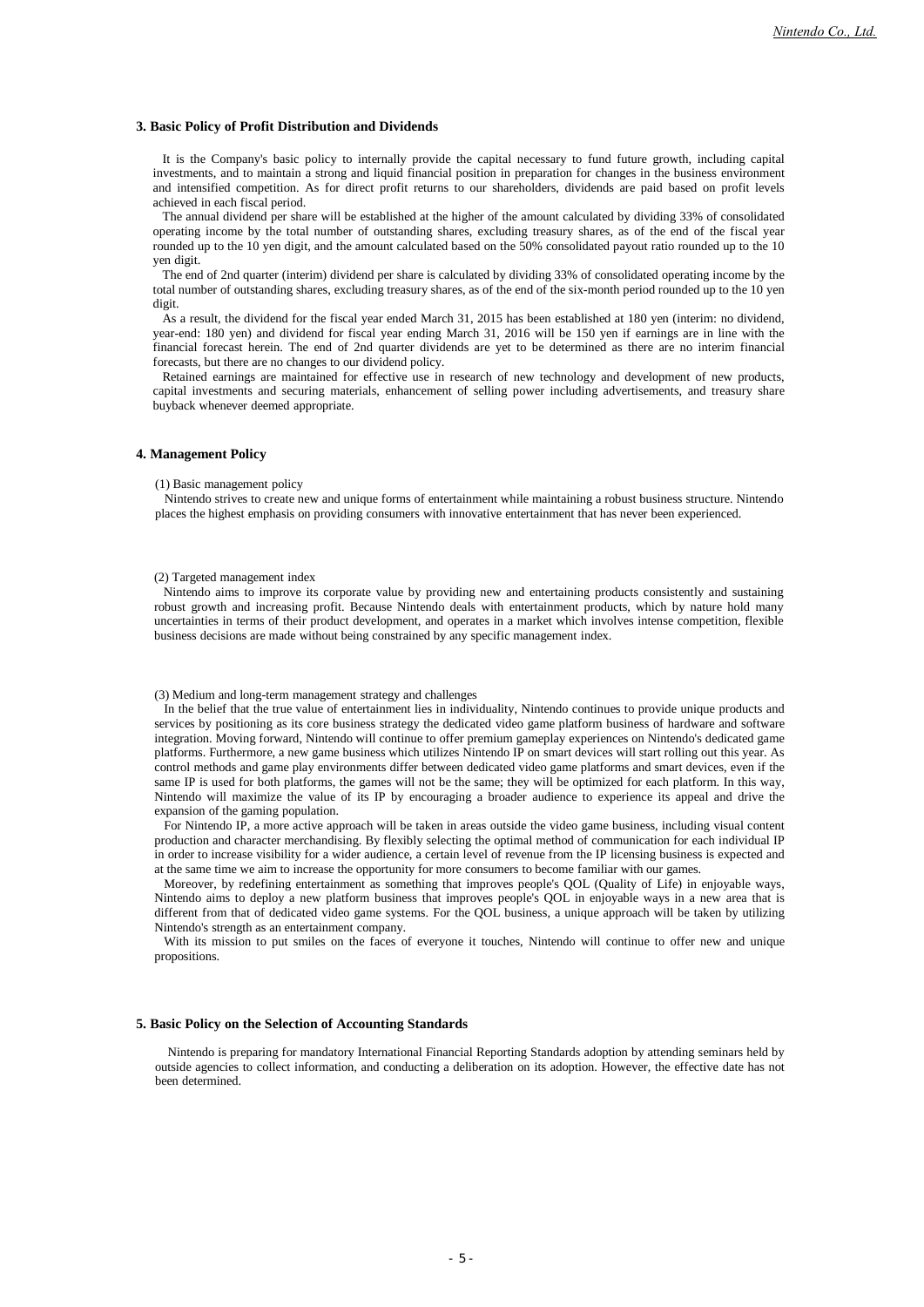### 3. Basic Policy of Profit Distribution and Dividends

It is the Company's basic policy to internally provide the capital necessary to fund future growth, including capital investments, and to maintain a strong and liquid financial position in preparation for changes in the business environment and intensified competition. As for direct profit returns to our shareholders, dividends are paid based on profit levels achieved in each fiscal period.

The annual dividend per share will be established at the higher of the amount calculated by dividing 33% of consolidated operating income by the total number of outstanding shares, excluding treasury shares, as of the end of the fiscal year rounded up to the 10 yen digit, and the amount calculated based on the 50% consolidated payout ratio rounded up to the 10 yen digit.

The end of 2nd quarter (interim) dividend per share is calculated by dividing 33% of consolidated operating income by the total number of outstanding shares, excluding treasury shares, as of the end of the six-month period rounded up to the 10 yen digit.

As a result, the dividend for the fiscal year ended March 31, 2015 has been established at 180 yen (interim: no dividend, year-end: 180 yen) and dividend for fiscal year ending March 31, 2016 will be 150 yen if earnings are in line with the financial forecast herein. The end of 2nd quarter dividends are yet to be determined as there are no interim financial forecasts, but there are no changes to our dividend policy.

Retained earnings are maintained for effective use in research of new technology and development of new products, capital investments and securing materials, enhancement of selling power including advertisements, and treasury share buyback whenever deemed appropriate.

### 4. Management Policy

(1) Basic management policy

Nintendo strives to create new and unique forms of entertainment while maintaining a robust business structure. Nintendo places the highest emphasis on providing consumers with innovative entertainment that has never been experienced.

(2) Targeted management index

Nintendo aims to improve its corporate value by providing new and entertaining products consistently and sustaining robust growth and increasing profit. Because Nintendo deals with entertainment products, which by nature hold many uncertainties in terms of their product development, and operates in a market which involves intense competition, flexible business decisions are made without being constrained by any specific management index.

(3) Medium and long-term management strategy and challenges

In the belief that the true value of entertainment lies in individuality, Nintendo continues to provide unique products and services by positioning as its core business strategy the dedicated video game platform business of hardware and software integration. Moving forward, Nintendo will continue to offer premium gameplay experiences on Nintendo's dedicated game platforms. Furthermore, a new game business which utilizes Nintendo IP on smart devices will start rolling out this year. As control methods and game play environments differ between dedicated video game platforms and smart devices, even if the same IP is used for both platforms, the games will not be the same; they will be optimized for each platform. In this way, Nintendo will maximize the value of its IP by encouraging a broader audience to experience its appeal and drive the expansion of the gaming population.

For Nintendo IP, a more active approach will be taken in areas outside the video game business, including visual content production and character merchandising. By flexibly selecting the optimal method of communication for each individual IP in order to increase visibility for a wider audience, a certain level of revenue from the IP licensing business is expected and at the same time we aim to increase the opportunity for more consumers to become familiar with our games.

Moreover, by redefining entertainment as something that improves people's QOL (Quality of Life) in enjoyable ways, Nintendo aims to deploy a new platform business that improves people's QOL in enjoyable ways in a new area that is different from that of dedicated video game systems. For the QOL business, a unique approach will be taken by utilizing Nintendo's strength as an entertainment company.

With its mission to put smiles on the faces of everyone it touches, Nintendo will continue to offer new and unique propositions.

### 5. Basic Policy on the Selection of Accounting Standards

Nintendo is preparing for mandatory International Financial Reporting Standards adoption by attending seminars held by outside agencies to collect information, and conducting a deliberation on its adoption. However, the effective date has not been determined.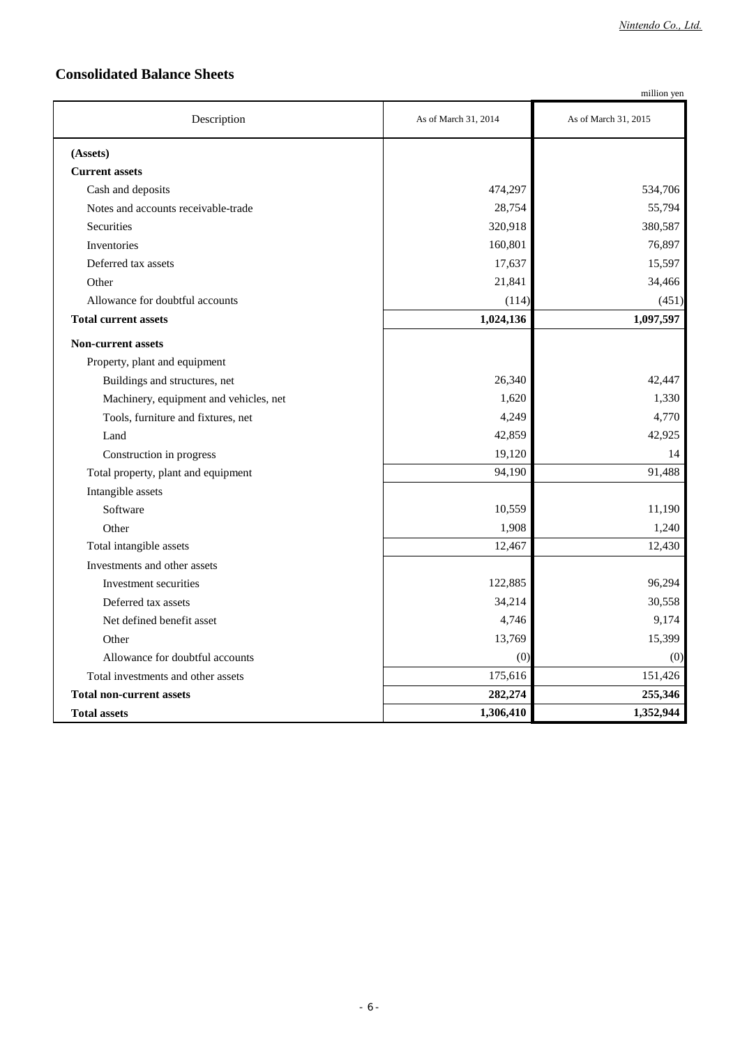## Consolidated Balance Sheets

million yen

| Description | As of March 31, 2014 | As of March 31, 2015 |
|---|---|---|
| **(Assets)** | | |
| **Current assets** | | |
| Cash and deposits | 474,297 | 534,706 |
| Notes and accounts receivable-trade | 28,754 | 55,794 |
| Securities | 320,918 | 380,587 |
| Inventories | 160,801 | 76,897 |
| Deferred tax assets | 17,637 | 15,597 |
| Other | 21,841 | 34,466 |
| Allowance for doubtful accounts | (114) | (451) |
| **Total current assets** | **1,024,136** | **1,097,597** |
| **Non-current assets** | | |
| Property, plant and equipment | | |
| Buildings and structures, net | 26,340 | 42,447 |
| Machinery, equipment and vehicles, net | 1,620 | 1,330 |
| Tools, furniture and fixtures, net | 4,249 | 4,770 |
| Land | 42,859 | 42,925 |
| Construction in progress | 19,120 | 14 |
| Total property, plant and equipment | 94,190 | 91,488 |
| Intangible assets | | |
| Software | 10,559 | 11,190 |
| Other | 1,908 | 1,240 |
| Total intangible assets | 12,467 | 12,430 |
| Investments and other assets | | |
| Investment securities | 122,885 | 96,294 |
| Deferred tax assets | 34,214 | 30,558 |
| Net defined benefit asset | 4,746 | 9,174 |
| Other | 13,769 | 15,399 |
| Allowance for doubtful accounts | (0) | (0) |
| Total investments and other assets | 175,616 | 151,426 |
| **Total non-current assets** | **282,274** | **255,346** |
| **Total assets** | **1,306,410** | **1,352,944** |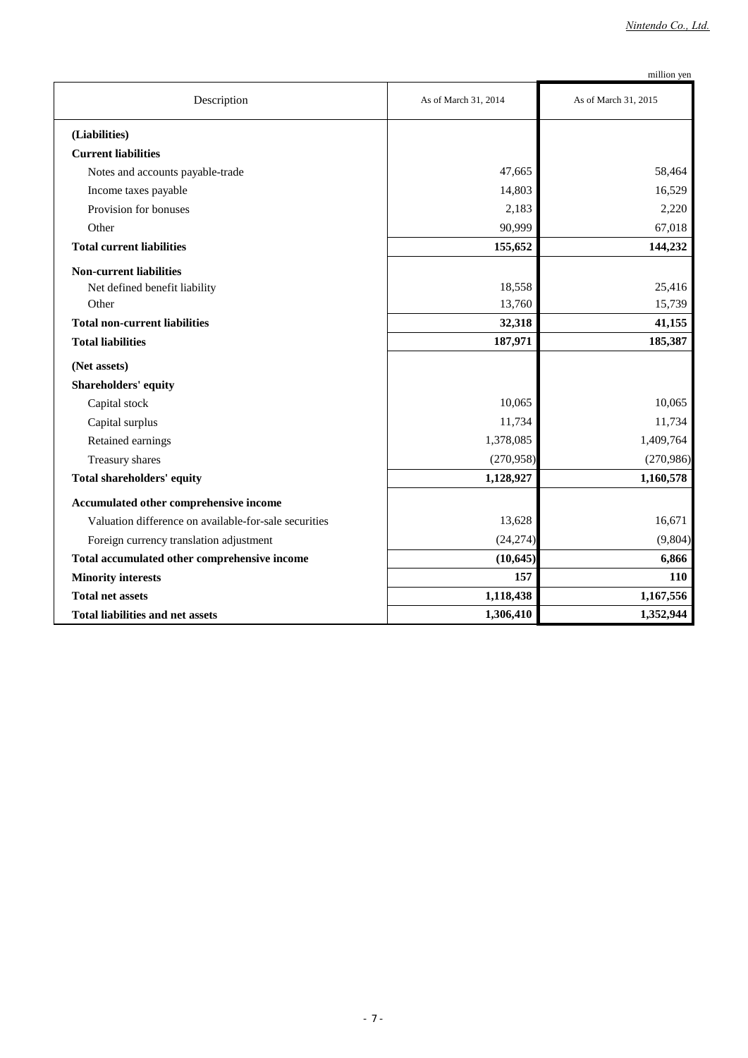million yen

| Description | As of March 31, 2014 | As of March 31, 2015 |
|---|---|---|
| **(Liabilities)** | | |
| **Current liabilities** | | |
| Notes and accounts payable-trade | 47,665 | 58,464 |
| Income taxes payable | 14,803 | 16,529 |
| Provision for bonuses | 2,183 | 2,220 |
| Other | 90,999 | 67,018 |
| **Total current liabilities** | **155,652** | **144,232** |
| **Non-current liabilities** | | |
| Net defined benefit liability | 18,558 | 25,416 |
| Other | 13,760 | 15,739 |
| **Total non-current liabilities** | **32,318** | **41,155** |
| **Total liabilities** | **187,971** | **185,387** |
| **(Net assets)** | | |
| **Shareholders' equity** | | |
| Capital stock | 10,065 | 10,065 |
| Capital surplus | 11,734 | 11,734 |
| Retained earnings | 1,378,085 | 1,409,764 |
| Treasury shares | (270,958) | (270,986) |
| **Total shareholders' equity** | **1,128,927** | **1,160,578** |
| **Accumulated other comprehensive income** | | |
| Valuation difference on available-for-sale securities | 13,628 | 16,671 |
| Foreign currency translation adjustment | (24,274) | (9,804) |
| **Total accumulated other comprehensive income** | **(10,645)** | **6,866** |
| **Minority interests** | **157** | **110** |
| **Total net assets** | **1,118,438** | **1,167,556** |
| **Total liabilities and net assets** | **1,306,410** | **1,352,944** |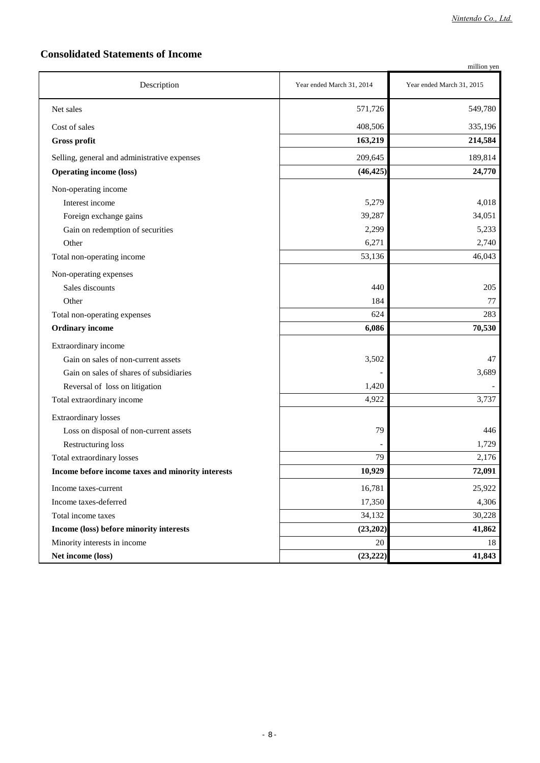# Consolidated Statements of Income

million yen

| Description | Year ended March 31, 2014 | Year ended March 31, 2015 |
|---|---|---|
| Net sales | 571,726 | 549,780 |
| Cost of sales | 408,506 | 335,196 |
| **Gross profit** | **163,219** | **214,584** |
| Selling, general and administrative expenses | 209,645 | 189,814 |
| **Operating income (loss)** | **(46,425)** | **24,770** |
| Non-operating income | | |
| Interest income | 5,279 | 4,018 |
| Foreign exchange gains | 39,287 | 34,051 |
| Gain on redemption of securities | 2,299 | 5,233 |
| Other | 6,271 | 2,740 |
| Total non-operating income | 53,136 | 46,043 |
| Non-operating expenses | | |
| Sales discounts | 440 | 205 |
| Other | 184 | 77 |
| Total non-operating expenses | 624 | 283 |
| **Ordinary income** | **6,086** | **70,530** |
| Extraordinary income | | |
| Gain on sales of non-current assets | 3,502 | 47 |
| Gain on sales of shares of subsidiaries | - | 3,689 |
| Reversal of loss on litigation | 1,420 | - |
| Total extraordinary income | 4,922 | 3,737 |
| Extraordinary losses | | |
| Loss on disposal of non-current assets | 79 | 446 |
| Restructuring loss | - | 1,729 |
| Total extraordinary losses | 79 | 2,176 |
| **Income before income taxes and minority interests** | **10,929** | **72,091** |
| Income taxes-current | 16,781 | 25,922 |
| Income taxes-deferred | 17,350 | 4,306 |
| Total income taxes | 34,132 | 30,228 |
| **Income (loss) before minority interests** | **(23,202)** | **41,862** |
| Minority interests in income | 20 | 18 |
| **Net income (loss)** | **(23,222)** | **41,843** |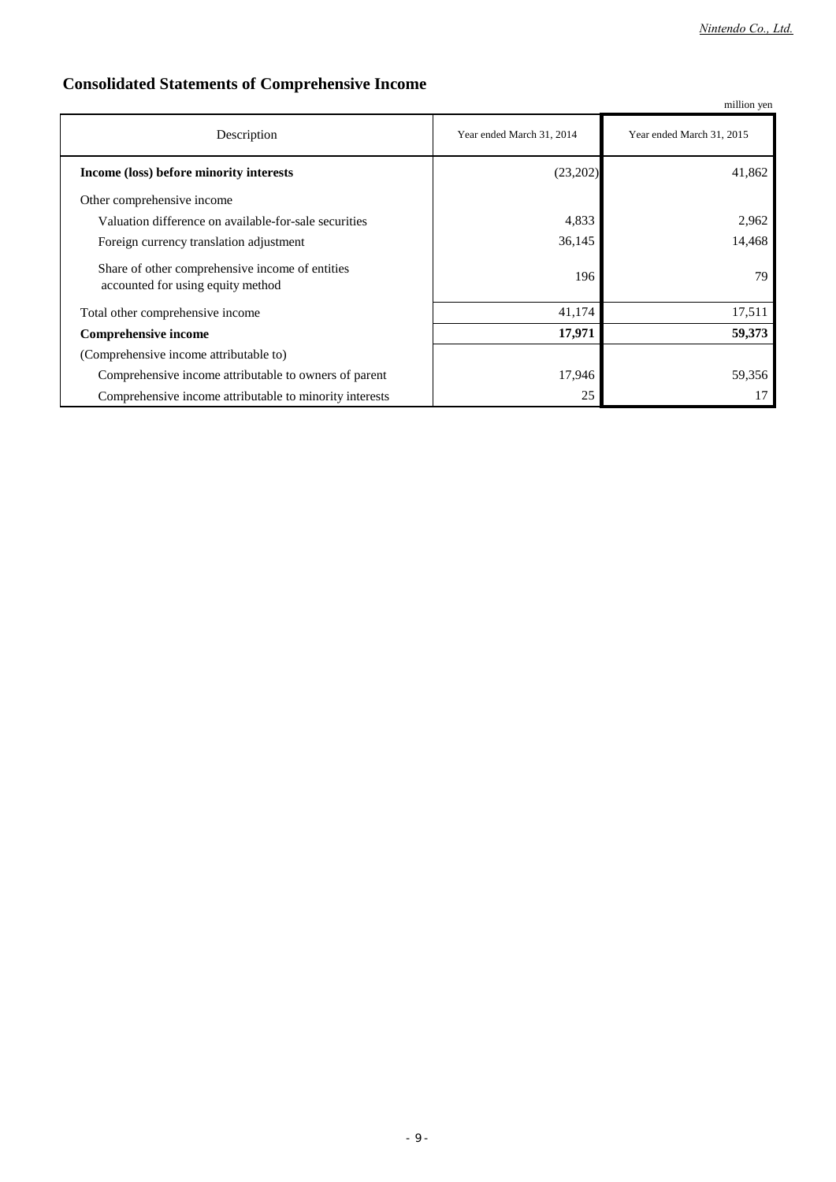## Consolidated Statements of Comprehensive Income

million yen

| Description | Year ended March 31, 2014 | Year ended March 31, 2015 |
|---|---|---|
| **Income (loss) before minority interests** | (23,202) | 41,862 |
| Other comprehensive income | | |
| Valuation difference on available-for-sale securities | 4,833 | 2,962 |
| Foreign currency translation adjustment | 36,145 | 14,468 |
| Share of other comprehensive income of entities accounted for using equity method | 196 | 79 |
| Total other comprehensive income | 41,174 | 17,511 |
| **Comprehensive income** | **17,971** | **59,373** |
| (Comprehensive income attributable to) | | |
| Comprehensive income attributable to owners of parent | 17,946 | 59,356 |
| Comprehensive income attributable to minority interests | 25 | 17 |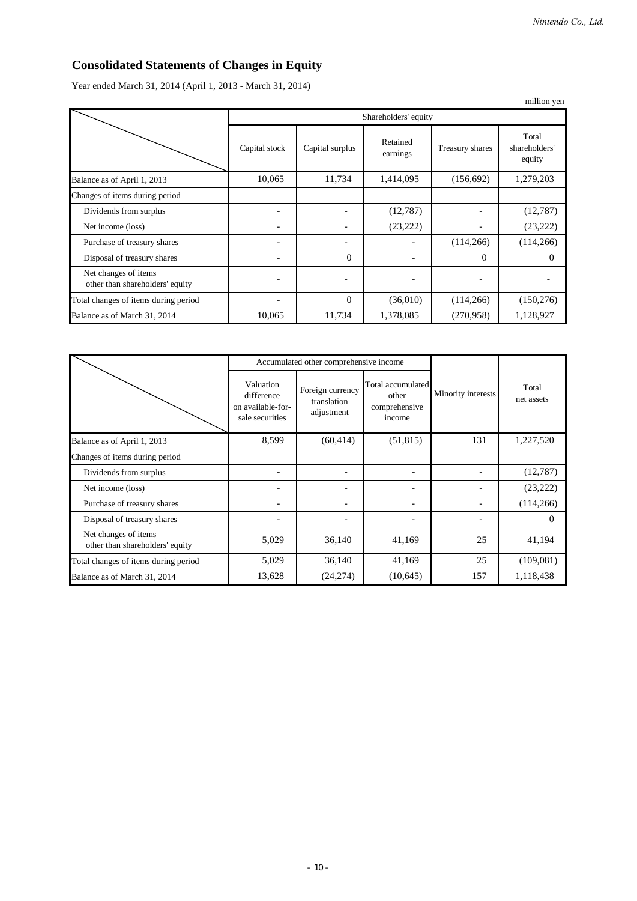# Consolidated Statements of Changes in Equity

Year ended March 31, 2014 (April 1, 2013 - March 31, 2014)

million yen

| | Shareholders' equity | | | | |
|---|---|---|---|---|---|
| | Capital stock | Capital surplus | Retained earnings | Treasury shares | Total shareholders' equity |
| Balance as of April 1, 2013 | 10,065 | 11,734 | 1,414,095 | (156,692) | 1,279,203 |
| Changes of items during period | | | | | |
| Dividends from surplus | - | - | (12,787) | - | (12,787) |
| Net income (loss) | - | - | (23,222) | - | (23,222) |
| Purchase of treasury shares | - | - | - | (114,266) | (114,266) |
| Disposal of treasury shares | - | 0 | - | 0 | 0 |
| Net changes of items other than shareholders' equity | - | - | - | - | - |
| Total changes of items during period | - | 0 | (36,010) | (114,266) | (150,276) |
| Balance as of March 31, 2014 | 10,065 | 11,734 | 1,378,085 | (270,958) | 1,128,927 |

| | Accumulated other comprehensive income | | | Minority interests | Total net assets |
|---|---|---|---|---|---|
| | Valuation difference on available-for-sale securities | Foreign currency translation adjustment | Total accumulated other comprehensive income | | |
| Balance as of April 1, 2013 | 8,599 | (60,414) | (51,815) | 131 | 1,227,520 |
| Changes of items during period | | | | | |
| Dividends from surplus | - | - | - | - | (12,787) |
| Net income (loss) | - | - | - | - | (23,222) |
| Purchase of treasury shares | - | - | - | - | (114,266) |
| Disposal of treasury shares | - | - | - | - | 0 |
| Net changes of items other than shareholders' equity | 5,029 | 36,140 | 41,169 | 25 | 41,194 |
| Total changes of items during period | 5,029 | 36,140 | 41,169 | 25 | (109,081) |
| Balance as of March 31, 2014 | 13,628 | (24,274) | (10,645) | 157 | 1,118,438 |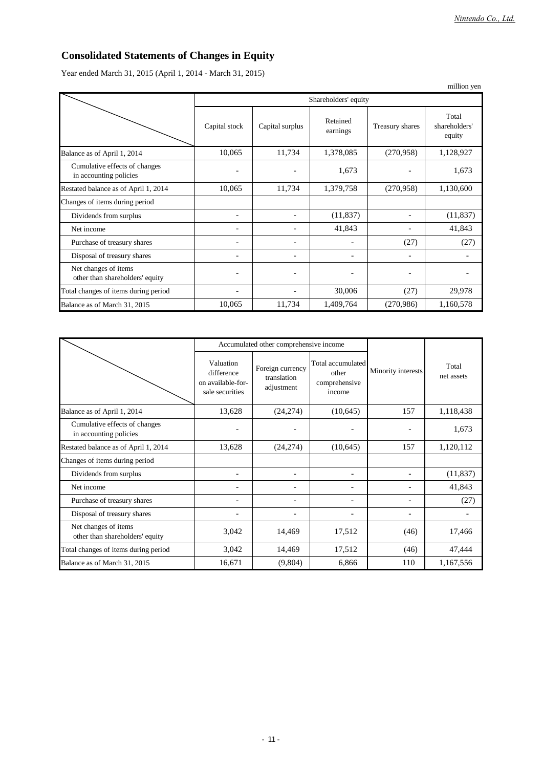# Consolidated Statements of Changes in Equity

Year ended March 31, 2015 (April 1, 2014 - March 31, 2015)

million yen

| | Shareholders' equity | | | | |
|---|---|---|---|---|---|
| | Capital stock | Capital surplus | Retained earnings | Treasury shares | Total shareholders' equity |
| Balance as of April 1, 2014 | 10,065 | 11,734 | 1,378,085 | (270,958) | 1,128,927 |
| Cumulative effects of changes in accounting policies | - | - | 1,673 | - | 1,673 |
| Restated balance as of April 1, 2014 | 10,065 | 11,734 | 1,379,758 | (270,958) | 1,130,600 |
| Changes of items during period | | | | | |
| Dividends from surplus | - | - | (11,837) | - | (11,837) |
| Net income | - | - | 41,843 | - | 41,843 |
| Purchase of treasury shares | - | - | - | (27) | (27) |
| Disposal of treasury shares | - | - | - | - | - |
| Net changes of items other than shareholders' equity | - | - | - | - | - |
| Total changes of items during period | - | - | 30,006 | (27) | 29,978 |
| Balance as of March 31, 2015 | 10,065 | 11,734 | 1,409,764 | (270,986) | 1,160,578 |

| | Accumulated other comprehensive income | | | Minority interests | Total net assets |
|---|---|---|---|---|---|
| | Valuation difference on available-for-sale securities | Foreign currency translation adjustment | Total accumulated other comprehensive income | | |
| Balance as of April 1, 2014 | 13,628 | (24,274) | (10,645) | 157 | 1,118,438 |
| Cumulative effects of changes in accounting policies | - | - | - | - | 1,673 |
| Restated balance as of April 1, 2014 | 13,628 | (24,274) | (10,645) | 157 | 1,120,112 |
| Changes of items during period | | | | | |
| Dividends from surplus | - | - | - | - | (11,837) |
| Net income | - | - | - | - | 41,843 |
| Purchase of treasury shares | - | - | - | - | (27) |
| Disposal of treasury shares | - | - | - | - | - |
| Net changes of items other than shareholders' equity | 3,042 | 14,469 | 17,512 | (46) | 17,466 |
| Total changes of items during period | 3,042 | 14,469 | 17,512 | (46) | 47,444 |
| Balance as of March 31, 2015 | 16,671 | (9,804) | 6,866 | 110 | 1,167,556 |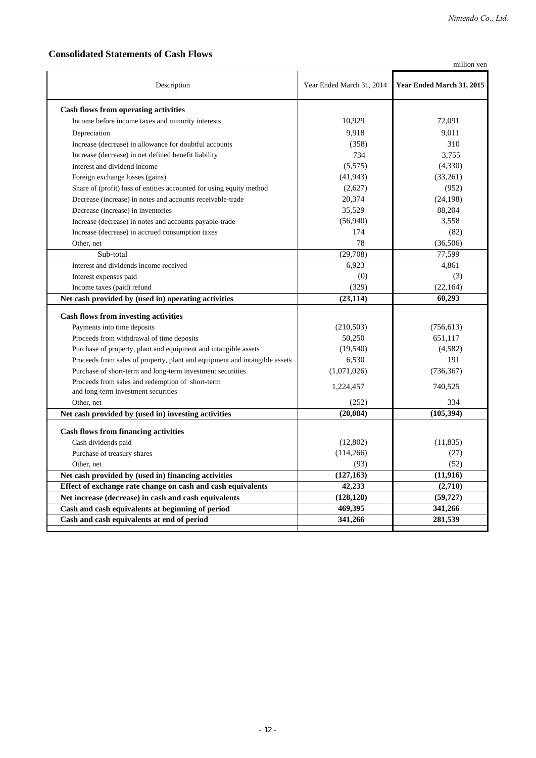## Consolidated Statements of Cash Flows

million yen

| Description | Year Ended March 31, 2014 | **Year Ended March 31, 2015** |
|---|---|---|
| **Cash flows from operating activities** | | |
| Income before income taxes and minority interests | 10,929 | 72,091 |
| Depreciation | 9,918 | 9,011 |
| Increase (decrease) in allowance for doubtful accounts | (358) | 310 |
| Increase (decrease) in net defined benefit liability | 734 | 3,755 |
| Interest and dividend income | (5,575) | (4,330) |
| Foreign exchange losses (gains) | (41,943) | (33,261) |
| Share of (profit) loss of entities accounted for using equity method | (2,627) | (952) |
| Decrease (increase) in notes and accounts receivable-trade | 20,374 | (24,198) |
| Decrease (increase) in inventories | 35,529 | 88,204 |
| Increase (decrease) in notes and accounts payable-trade | (56,940) | 3,558 |
| Increase (decrease) in accrued consumption taxes | 174 | (82) |
| Other, net | 78 | (36,506) |
| Sub-total | (29,708) | 77,599 |
| Interest and dividends income received | 6,923 | 4,861 |
| Interest expenses paid | (0) | (3) |
| Income taxes (paid) refund | (329) | (22,164) |
| **Net cash provided by (used in) operating activities** | **(23,114)** | **60,293** |
| **Cash flows from investing activities** | | |
| Payments into time deposits | (210,503) | (756,613) |
| Proceeds from withdrawal of time deposits | 50,250 | 651,117 |
| Purchase of property, plant and equipment and intangible assets | (19,540) | (4,582) |
| Proceeds from sales of property, plant and equipment and intangible assets | 6,530 | 191 |
| Purchase of short-term and long-term investment securities | (1,071,026) | (736,367) |
| Proceeds from sales and redemption of short-term and long-term investment securities | 1,224,457 | 740,525 |
| Other, net | (252) | 334 |
| **Net cash provided by (used in) investing activities** | **(20,084)** | **(105,394)** |
| **Cash flows from financing activities** | | |
| Cash dividends paid | (12,802) | (11,835) |
| Purchase of treasury shares | (114,266) | (27) |
| Other, net | (93) | (52) |
| **Net cash provided by (used in) financing activities** | **(127,163)** | **(11,916)** |
| **Effect of exchange rate change on cash and cash equivalents** | **42,233** | **(2,710)** |
| **Net increase (decrease) in cash and cash equivalents** | **(128,128)** | **(59,727)** |
| **Cash and cash equivalents at beginning of period** | **469,395** | **341,266** |
| **Cash and cash equivalents at end of period** | **341,266** | **281,539** |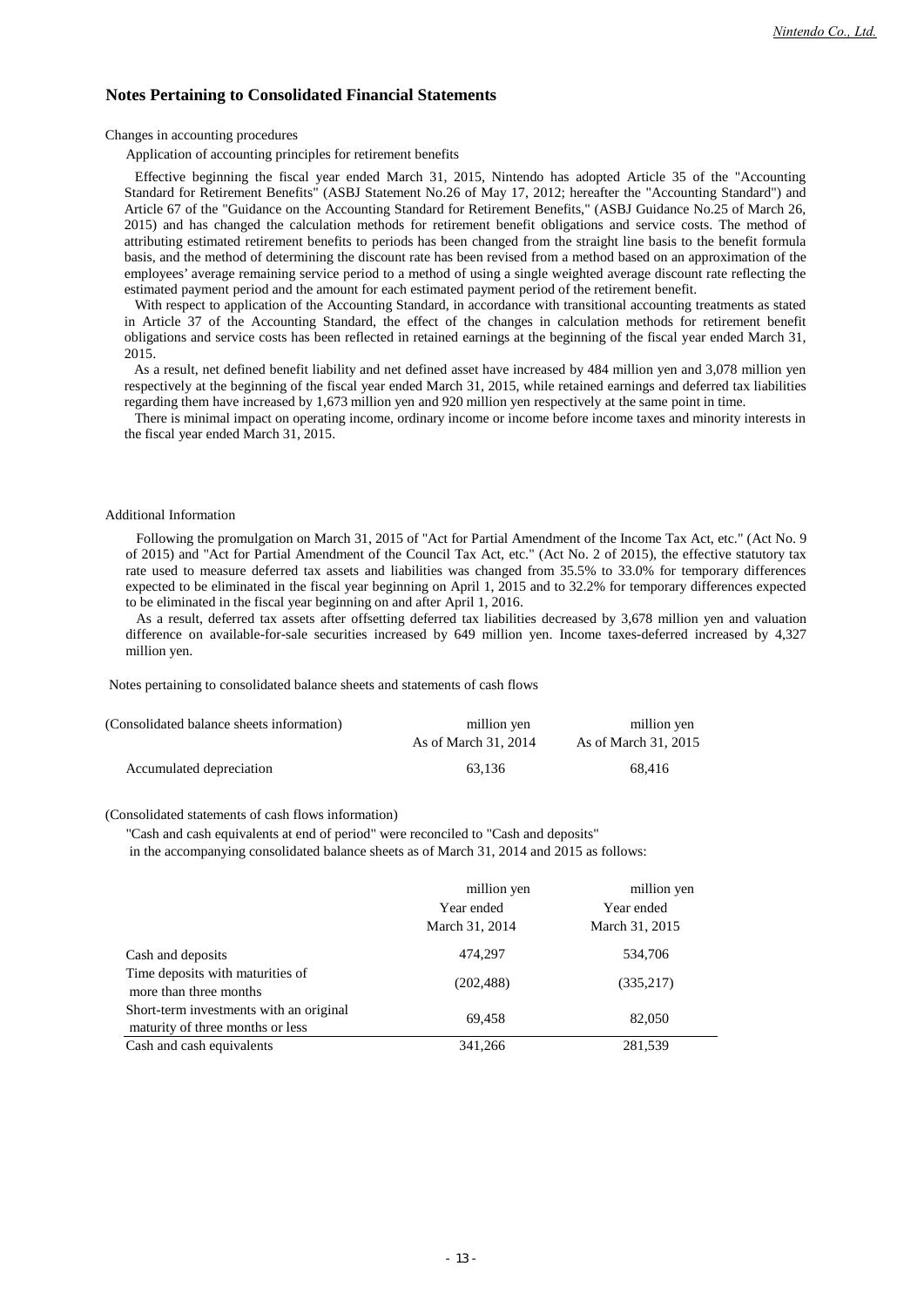## Notes Pertaining to Consolidated Financial Statements

Changes in accounting procedures

Application of accounting principles for retirement benefits

Effective beginning the fiscal year ended March 31, 2015, Nintendo has adopted Article 35 of the "Accounting Standard for Retirement Benefits" (ASBJ Statement No.26 of May 17, 2012; hereafter the "Accounting Standard") and Article 67 of the "Guidance on the Accounting Standard for Retirement Benefits," (ASBJ Guidance No.25 of March 26, 2015) and has changed the calculation methods for retirement benefit obligations and service costs. The method of attributing estimated retirement benefits to periods has been changed from the straight line basis to the benefit formula basis, and the method of determining the discount rate has been revised from a method based on an approximation of the employees' average remaining service period to a method of using a single weighted average discount rate reflecting the estimated payment period and the amount for each estimated payment period of the retirement benefit.

With respect to application of the Accounting Standard, in accordance with transitional accounting treatments as stated in Article 37 of the Accounting Standard, the effect of the changes in calculation methods for retirement benefit obligations and service costs has been reflected in retained earnings at the beginning of the fiscal year ended March 31, 2015.

As a result, net defined benefit liability and net defined asset have increased by 484 million yen and 3,078 million yen respectively at the beginning of the fiscal year ended March 31, 2015, while retained earnings and deferred tax liabilities regarding them have increased by 1,673 million yen and 920 million yen respectively at the same point in time.

There is minimal impact on operating income, ordinary income or income before income taxes and minority interests in the fiscal year ended March 31, 2015.

Additional Information

Following the promulgation on March 31, 2015 of "Act for Partial Amendment of the Income Tax Act, etc." (Act No. 9 of 2015) and "Act for Partial Amendment of the Council Tax Act, etc." (Act No. 2 of 2015), the effective statutory tax rate used to measure deferred tax assets and liabilities was changed from 35.5% to 33.0% for temporary differences expected to be eliminated in the fiscal year beginning on April 1, 2015 and to 32.2% for temporary differences expected to be eliminated in the fiscal year beginning on and after April 1, 2016.

As a result, deferred tax assets after offsetting deferred tax liabilities decreased by 3,678 million yen and valuation difference on available-for-sale securities increased by 649 million yen. Income taxes-deferred increased by 4,327 million yen.

Notes pertaining to consolidated balance sheets and statements of cash flows

| (Consolidated balance sheets information) | million yen<br>As of March 31, 2014 | million yen<br>As of March 31, 2015 |
|---|---|---|
| Accumulated depreciation | 63,136 | 68,416 |

(Consolidated statements of cash flows information)

"Cash and cash equivalents at end of period" were reconciled to "Cash and deposits"
in the accompanying consolidated balance sheets as of March 31, 2014 and 2015 as follows:

| | million yen<br>Year ended<br>March 31, 2014 | million yen<br>Year ended<br>March 31, 2015 |
|---|---|---|
| Cash and deposits | 474,297 | 534,706 |
| Time deposits with maturities of more than three months | (202,488) | (335,217) |
| Short-term investments with an original maturity of three months or less | 69,458 | 82,050 |
| Cash and cash equivalents | 341,266 | 281,539 |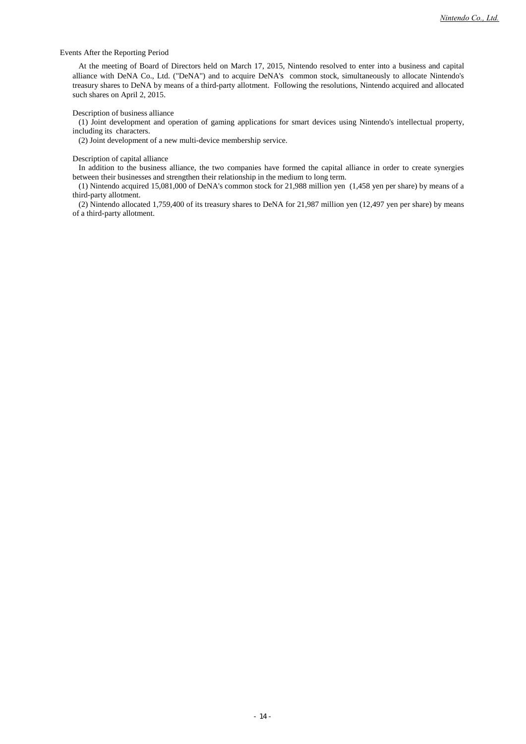Events After the Reporting Period

At the meeting of Board of Directors held on March 17, 2015, Nintendo resolved to enter into a business and capital alliance with DeNA Co., Ltd. ("DeNA") and to acquire DeNA's common stock, simultaneously to allocate Nintendo's treasury shares to DeNA by means of a third-party allotment. Following the resolutions, Nintendo acquired and allocated such shares on April 2, 2015.

Description of business alliance

(1) Joint development and operation of gaming applications for smart devices using Nintendo's intellectual property, including its characters.

(2) Joint development of a new multi-device membership service.

Description of capital alliance

In addition to the business alliance, the two companies have formed the capital alliance in order to create synergies between their businesses and strengthen their relationship in the medium to long term.

(1) Nintendo acquired 15,081,000 of DeNA's common stock for 21,988 million yen (1,458 yen per share) by means of a third-party allotment.

(2) Nintendo allocated 1,759,400 of its treasury shares to DeNA for 21,987 million yen (12,497 yen per share) by means of a third-party allotment.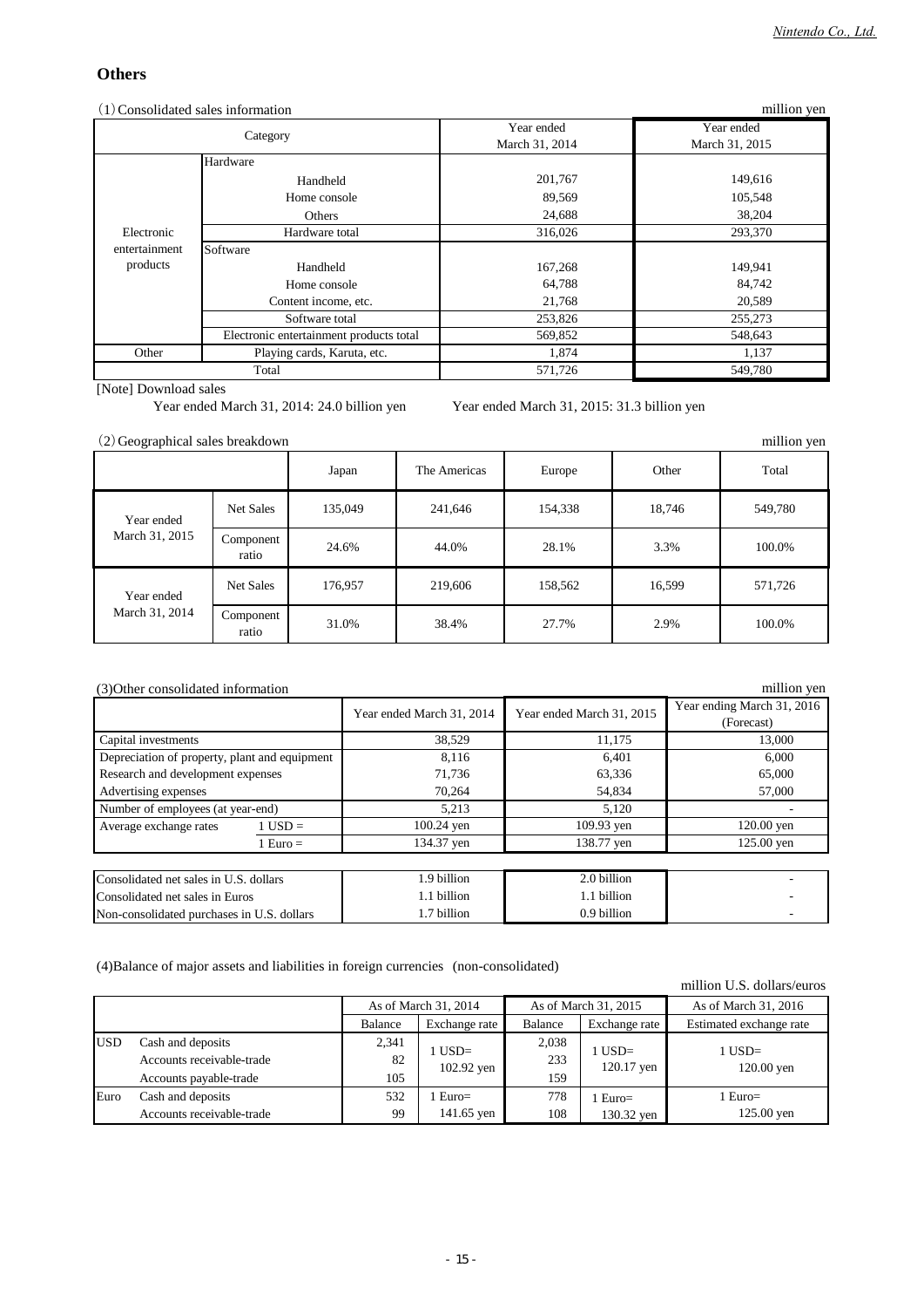## Others

(1) Consolidated sales information

million yen

| Category | | | Year ended March 31, 2014 | Year ended March 31, 2015 |
|---|---|---|---|---|
| Electronic entertainment products | Hardware | | | |
| | | Handheld | 201,767 | 149,616 |
| | | Home console | 89,569 | 105,548 |
| | | Others | 24,688 | 38,204 |
| | Hardware total | | 316,026 | 293,370 |
| | Software | | | |
| | | Handheld | 167,268 | 149,941 |
| | | Home console | 64,788 | 84,742 |
| | | Content income, etc. | 21,768 | 20,589 |
| | Software total | | 253,826 | 255,273 |
| | Electronic entertainment products total | | 569,852 | 548,643 |
| Other | Playing cards, Karuta, etc. | | 1,874 | 1,137 |
| Total | | | 571,726 | 549,780 |

[Note] Download sales

Year ended March 31, 2014: 24.0 billion yen Year ended March 31, 2015: 31.3 billion yen

(2) Geographical sales breakdown

million yen

| | | Japan | The Americas | Europe | Other | Total |
|---|---|---|---|---|---|---|
| Year ended March 31, 2015 | Net Sales | 135,049 | 241,646 | 154,338 | 18,746 | 549,780 |
| | Component ratio | 24.6% | 44.0% | 28.1% | 3.3% | 100.0% |
| Year ended March 31, 2014 | Net Sales | 176,957 | 219,606 | 158,562 | 16,599 | 571,726 |
| | Component ratio | 31.0% | 38.4% | 27.7% | 2.9% | 100.0% |

(3)Other consolidated information

million yen

| | | Year ended March 31, 2014 | Year ended March 31, 2015 | Year ending March 31, 2016 (Forecast) |
|---|---|---|---|---|
| Capital investments | | 38,529 | 11,175 | 13,000 |
| Depreciation of property, plant and equipment | | 8,116 | 6,401 | 6,000 |
| Research and development expenses | | 71,736 | 63,336 | 65,000 |
| Advertising expenses | | 70,264 | 54,834 | 57,000 |
| Number of employees (at year-end) | | 5,213 | 5,120 | - |
| Average exchange rates | 1 USD = | 100.24 yen | 109.93 yen | 120.00 yen |
| | 1 Euro = | 134.37 yen | 138.77 yen | 125.00 yen |

| | Year ended March 31, 2014 | Year ended March 31, 2015 | Year ending March 31, 2016 (Forecast) |
|---|---|---|---|
| Consolidated net sales in U.S. dollars | 1.9 billion | 2.0 billion | - |
| Consolidated net sales in Euros | 1.1 billion | 1.1 billion | - |
| Non-consolidated purchases in U.S. dollars | 1.7 billion | 0.9 billion | - |

(4)Balance of major assets and liabilities in foreign currencies (non-consolidated)

million U.S. dollars/euros

| | | As of March 31, 2014 | | As of March 31, 2015 | | As of March 31, 2016 |
|---|---|---|---|---|---|---|
| | | Balance | Exchange rate | Balance | Exchange rate | Estimated exchange rate |
| USD | Cash and deposits | 2,341 | 1 USD= 102.92 yen | 2,038 | 1 USD= 120.17 yen | 1 USD= 120.00 yen |
| | Accounts receivable-trade | 82 | | 233 | | |
| | Accounts payable-trade | 105 | | 159 | | |
| Euro | Cash and deposits | 532 | 1 Euro= 141.65 yen | 778 | 1 Euro= 130.32 yen | 1 Euro= 125.00 yen |
| | Accounts receivable-trade | 99 | | 108 | | |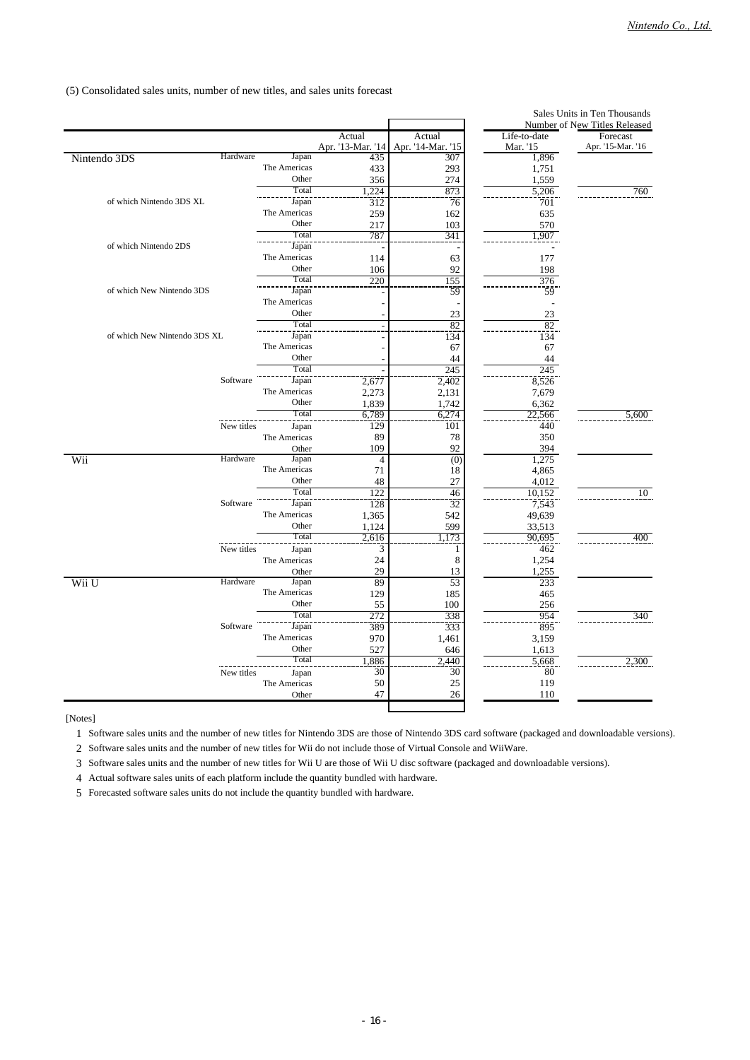(5) Consolidated sales units, number of new titles, and sales units forecast

Sales Units in Ten Thousands
Number of New Titles Released

| | | | Actual Apr. '13-Mar. '14 | Actual Apr. '14-Mar. '15 | Life-to-date Mar. '15 | Forecast Apr. '15-Mar. '16 |
|---|---|---|---|---|---|---|
| Nintendo 3DS | Hardware | Japan | 435 | 307 | 1,896 | |
| | | The Americas | 433 | 293 | 1,751 | |
| | | Other | 356 | 274 | 1,559 | |
| | | Total | 1,224 | 873 | 5,206 | 760 |
| of which Nintendo 3DS XL | | Japan | 312 | 76 | 701 | |
| | | The Americas | 259 | 162 | 635 | |
| | | Other | 217 | 103 | 570 | |
| | | Total | 787 | 341 | 1,907 | |
| of which Nintendo 2DS | | Japan | - | - | - | |
| | | The Americas | 114 | 63 | 177 | |
| | | Other | 106 | 92 | 198 | |
| | | Total | 220 | 155 | 376 | |
| of which New Nintendo 3DS | | Japan | - | 59 | 59 | |
| | | The Americas | - | - | - | |
| | | Other | - | 23 | 23 | |
| | | Total | - | 82 | 82 | |
| of which New Nintendo 3DS XL | | Japan | - | 134 | 134 | |
| | | The Americas | - | 67 | 67 | |
| | | Other | - | 44 | 44 | |
| | | Total | - | 245 | 245 | |
| | Software | Japan | 2,677 | 2,402 | 8,526 | |
| | | The Americas | 2,273 | 2,131 | 7,679 | |
| | | Other | 1,839 | 1,742 | 6,362 | |
| | | Total | 6,789 | 6,274 | 22,566 | 5,600 |
| | New titles | Japan | 129 | 101 | 440 | |
| | | The Americas | 89 | 78 | 350 | |
| | | Other | 109 | 92 | 394 | |
| Wii | Hardware | Japan | 4 | (0) | 1,275 | |
| | | The Americas | 71 | 18 | 4,865 | |
| | | Other | 48 | 27 | 4,012 | |
| | | Total | 122 | 46 | 10,152 | 10 |
| | Software | Japan | 128 | 32 | 7,543 | |
| | | The Americas | 1,365 | 542 | 49,639 | |
| | | Other | 1,124 | 599 | 33,513 | |
| | | Total | 2,616 | 1,173 | 90,695 | 400 |
| | New titles | Japan | 3 | 1 | 462 | |
| | | The Americas | 24 | 8 | 1,254 | |
| | | Other | 29 | 13 | 1,255 | |
| Wii U | Hardware | Japan | 89 | 53 | 233 | |
| | | The Americas | 129 | 185 | 465 | |
| | | Other | 55 | 100 | 256 | |
| | | Total | 272 | 338 | 954 | 340 |
| | Software | Japan | 389 | 333 | 895 | |
| | | The Americas | 970 | 1,461 | 3,159 | |
| | | Other | 527 | 646 | 1,613 | |
| | | Total | 1,886 | 2,440 | 5,668 | 2,300 |
| | New titles | Japan | 30 | 30 | 80 | |
| | | The Americas | 50 | 25 | 119 | |
| | | Other | 47 | 26 | 110 | |

[Notes]

1 Software sales units and the number of new titles for Nintendo 3DS are those of Nintendo 3DS card software (packaged and downloadable versions).

2 Software sales units and the number of new titles for Wii do not include those of Virtual Console and WiiWare.

3 Software sales units and the number of new titles for Wii U are those of Wii U disc software (packaged and downloadable versions).

4 Actual software sales units of each platform include the quantity bundled with hardware.

5 Forecasted software sales units do not include the quantity bundled with hardware.